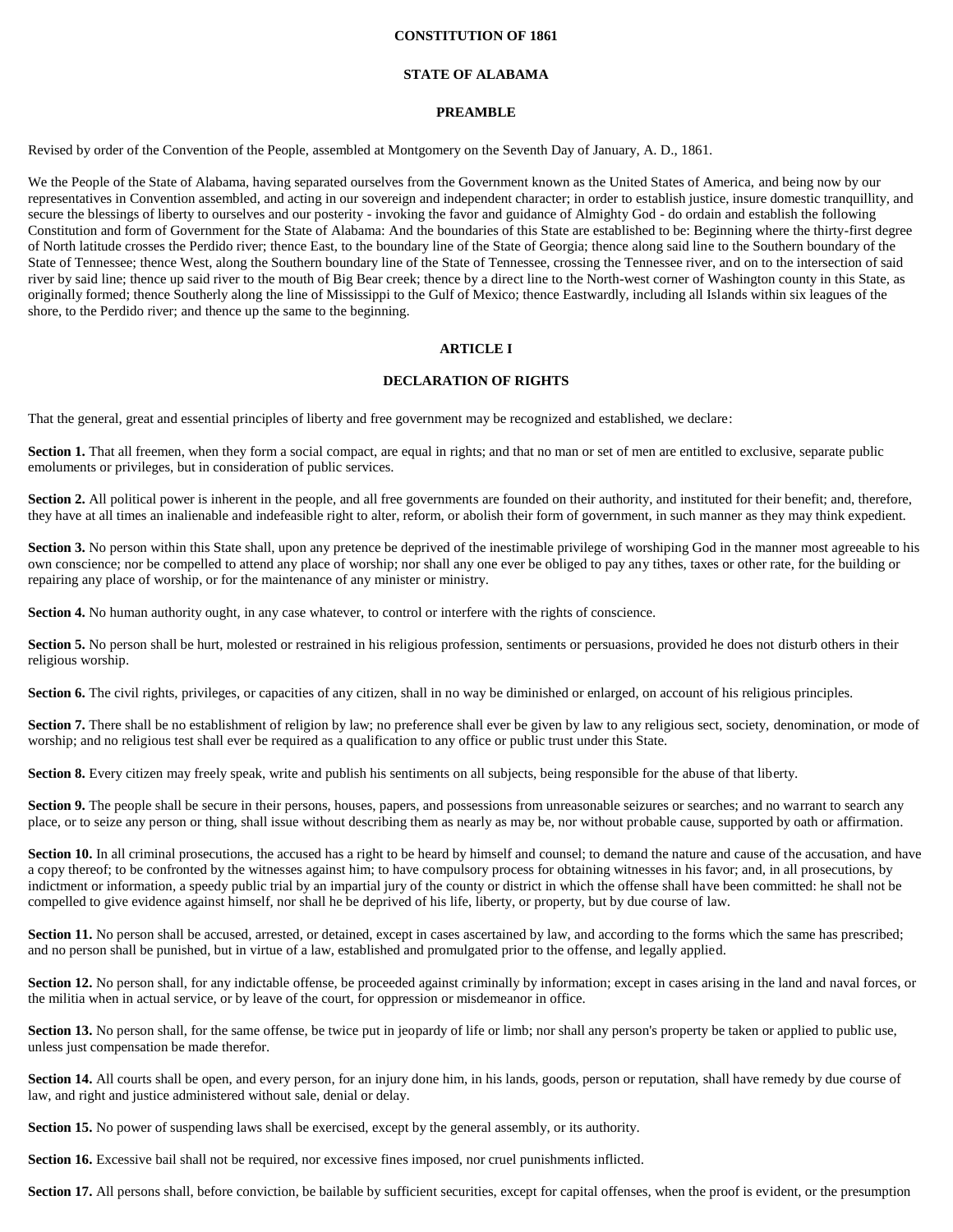# CONSTITUTION OF 1861

## STATE OF ALABAMA

### PREAMBLE

Revised by order of the Convention of the People, assembled at Montgomery on the Seventh Day of January, A. D., 1861.

We the People of the State of Alabama, having separated ourselves from the Government known as the United States of America, and being now by our representatives in Convention assembled, and acting in our sovereign and independent character; in order to establish justice, insure domestic tranquillity, and secure the blessings of liberty to ourselves and our posterity - invoking the favor and guidance of Almighty God - do ordain and establish the following Constitution and form of Government for the State of Alabama: And the boundaries of this State are established to be: Beginning where the thirty-first degree of North latitude crosses the Perdido river; thence East, to the boundary line of the State of Georgia; thence along said line to the Southern boundary of the State of Tennessee; thence West, along the Southern boundary line of the State of Tennessee, crossing the Tennessee river, and on to the intersection of said river by said line; thence up said river to the mouth of Big Bear creek; thence by a direct line to the North-west corner of Washington county in this State, as originally formed; thence Southerly along the line of Mississippi to the Gulf of Mexico; thence Eastwardly, including all Islands within six leagues of the shore, to the Perdido river; and thence up the same to the beginning.

## ARTICLE I

### DECLARATION OF RIGHTS

That the general, great and essential principles of liberty and free government may be recognized and established, we declare:

**Section 1.** That all freemen, when they form a social compact, are equal in rights; and that no man or set of men are entitled to exclusive, separate public emoluments or privileges, but in consideration of public services.

**Section 2.** All political power is inherent in the people, and all free governments are founded on their authority, and instituted for their benefit; and, therefore, they have at all times an inalienable and indefeasible right to alter, reform, or abolish their form of government, in such manner as they may think expedient.

**Section 3.** No person within this State shall, upon any pretence be deprived of the inestimable privilege of worshiping God in the manner most agreeable to his own conscience; nor be compelled to attend any place of worship; nor shall any one ever be obliged to pay any tithes, taxes or other rate, for the building or repairing any place of worship, or for the maintenance of any minister or ministry.

**Section 4.** No human authority ought, in any case whatever, to control or interfere with the rights of conscience.

**Section 5.** No person shall be hurt, molested or restrained in his religious profession, sentiments or persuasions, provided he does not disturb others in their religious worship.

**Section 6.** The civil rights, privileges, or capacities of any citizen, shall in no way be diminished or enlarged, on account of his religious principles.

**Section 7.** There shall be no establishment of religion by law; no preference shall ever be given by law to any religious sect, society, denomination, or mode of worship; and no religious test shall ever be required as a qualification to any office or public trust under this State.

**Section 8.** Every citizen may freely speak, write and publish his sentiments on all subjects, being responsible for the abuse of that liberty.

**Section 9.** The people shall be secure in their persons, houses, papers, and possessions from unreasonable seizures or searches; and no warrant to search any place, or to seize any person or thing, shall issue without describing them as nearly as may be, nor without probable cause, supported by oath or affirmation.

**Section 10.** In all criminal prosecutions, the accused has a right to be heard by himself and counsel; to demand the nature and cause of the accusation, and have a copy thereof; to be confronted by the witnesses against him; to have compulsory process for obtaining witnesses in his favor; and, in all prosecutions, by indictment or information, a speedy public trial by an impartial jury of the county or district in which the offense shall have been committed: he shall not be compelled to give evidence against himself, nor shall he be deprived of his life, liberty, or property, but by due course of law.

**Section 11.** No person shall be accused, arrested, or detained, except in cases ascertained by law, and according to the forms which the same has prescribed; and no person shall be punished, but in virtue of a law, established and promulgated prior to the offense, and legally applied.

**Section 12.** No person shall, for any indictable offense, be proceeded against criminally by information; except in cases arising in the land and naval forces, or the militia when in actual service, or by leave of the court, for oppression or misdemeanor in office.

**Section 13.** No person shall, for the same offense, be twice put in jeopardy of life or limb; nor shall any person's property be taken or applied to public use, unless just compensation be made therefor.

**Section 14.** All courts shall be open, and every person, for an injury done him, in his lands, goods, person or reputation, shall have remedy by due course of law, and right and justice administered without sale, denial or delay.

**Section 15.** No power of suspending laws shall be exercised, except by the general assembly, or its authority.

**Section 16.** Excessive bail shall not be required, nor excessive fines imposed, nor cruel punishments inflicted.

**Section 17.** All persons shall, before conviction, be bailable by sufficient securities, except for capital offenses, when the proof is evident, or the presumption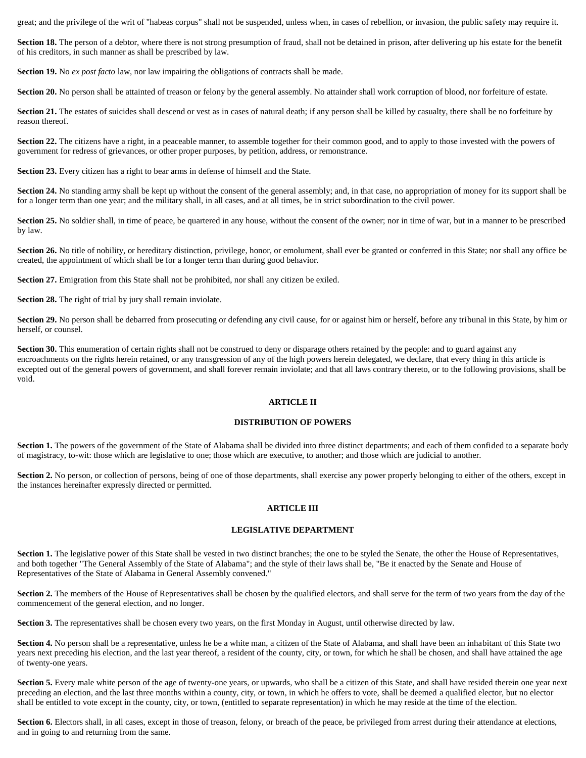great; and the privilege of the writ of "habeas corpus" shall not be suspended, unless when, in cases of rebellion, or invasion, the public safety may require it.

**Section 18.** The person of a debtor, where there is not strong presumption of fraud, shall not be detained in prison, after delivering up his estate for the benefit of his creditors, in such manner as shall be prescribed by law.

**Section 19.** No *ex post facto* law, nor law impairing the obligations of contracts shall be made.

**Section 20.** No person shall be attainted of treason or felony by the general assembly. No attainder shall work corruption of blood, nor forfeiture of estate.

**Section 21.** The estates of suicides shall descend or vest as in cases of natural death; if any person shall be killed by casualty, there shall be no forfeiture by reason thereof.

**Section 22.** The citizens have a right, in a peaceable manner, to assemble together for their common good, and to apply to those invested with the powers of government for redress of grievances, or other proper purposes, by petition, address, or remonstrance.

**Section 23.** Every citizen has a right to bear arms in defense of himself and the State.

**Section 24.** No standing army shall be kept up without the consent of the general assembly; and, in that case, no appropriation of money for its support shall be for a longer term than one year; and the military shall, in all cases, and at all times, be in strict subordination to the civil power.

**Section 25.** No soldier shall, in time of peace, be quartered in any house, without the consent of the owner; nor in time of war, but in a manner to be prescribed by law.

**Section 26.** No title of nobility, or hereditary distinction, privilege, honor, or emolument, shall ever be granted or conferred in this State; nor shall any office be created, the appointment of which shall be for a longer term than during good behavior.

**Section 27.** Emigration from this State shall not be prohibited, nor shall any citizen be exiled.

**Section 28.** The right of trial by jury shall remain inviolate.

**Section 29.** No person shall be debarred from prosecuting or defending any civil cause, for or against him or herself, before any tribunal in this State, by him or herself, or counsel.

**Section 30.** This enumeration of certain rights shall not be construed to deny or disparage others retained by the people: and to guard against any encroachments on the rights herein retained, or any transgression of any of the high powers herein delegated, we declare, that every thing in this article is excepted out of the general powers of government, and shall forever remain inviolate; and that all laws contrary thereto, or to the following provisions, shall be void.

## ARTICLE II

### DISTRIBUTION OF POWERS

**Section 1.** The powers of the government of the State of Alabama shall be divided into three distinct departments; and each of them confided to a separate body of magistracy, to-wit: those which are legislative to one; those which are executive, to another; and those which are judicial to another.

**Section 2.** No person, or collection of persons, being of one of those departments, shall exercise any power properly belonging to either of the others, except in the instances hereinafter expressly directed or permitted.

## ARTICLE III

### LEGISLATIVE DEPARTMENT

**Section 1.** The legislative power of this State shall be vested in two distinct branches; the one to be styled the Senate, the other the House of Representatives, and both together "The General Assembly of the State of Alabama"; and the style of their laws shall be, "Be it enacted by the Senate and House of Representatives of the State of Alabama in General Assembly convened."

**Section 2.** The members of the House of Representatives shall be chosen by the qualified electors, and shall serve for the term of two years from the day of the commencement of the general election, and no longer.

**Section 3.** The representatives shall be chosen every two years, on the first Monday in August, until otherwise directed by law.

**Section 4.** No person shall be a representative, unless he be a white man, a citizen of the State of Alabama, and shall have been an inhabitant of this State two years next preceding his election, and the last year thereof, a resident of the county, city, or town, for which he shall be chosen, and shall have attained the age of twenty-one years.

**Section 5.** Every male white person of the age of twenty-one years, or upwards, who shall be a citizen of this State, and shall have resided therein one year next preceding an election, and the last three months within a county, city, or town, in which he offers to vote, shall be deemed a qualified elector, but no elector shall be entitled to vote except in the county, city, or town, (entitled to separate representation) in which he may reside at the time of the election.

**Section 6.** Electors shall, in all cases, except in those of treason, felony, or breach of the peace, be privileged from arrest during their attendance at elections, and in going to and returning from the same.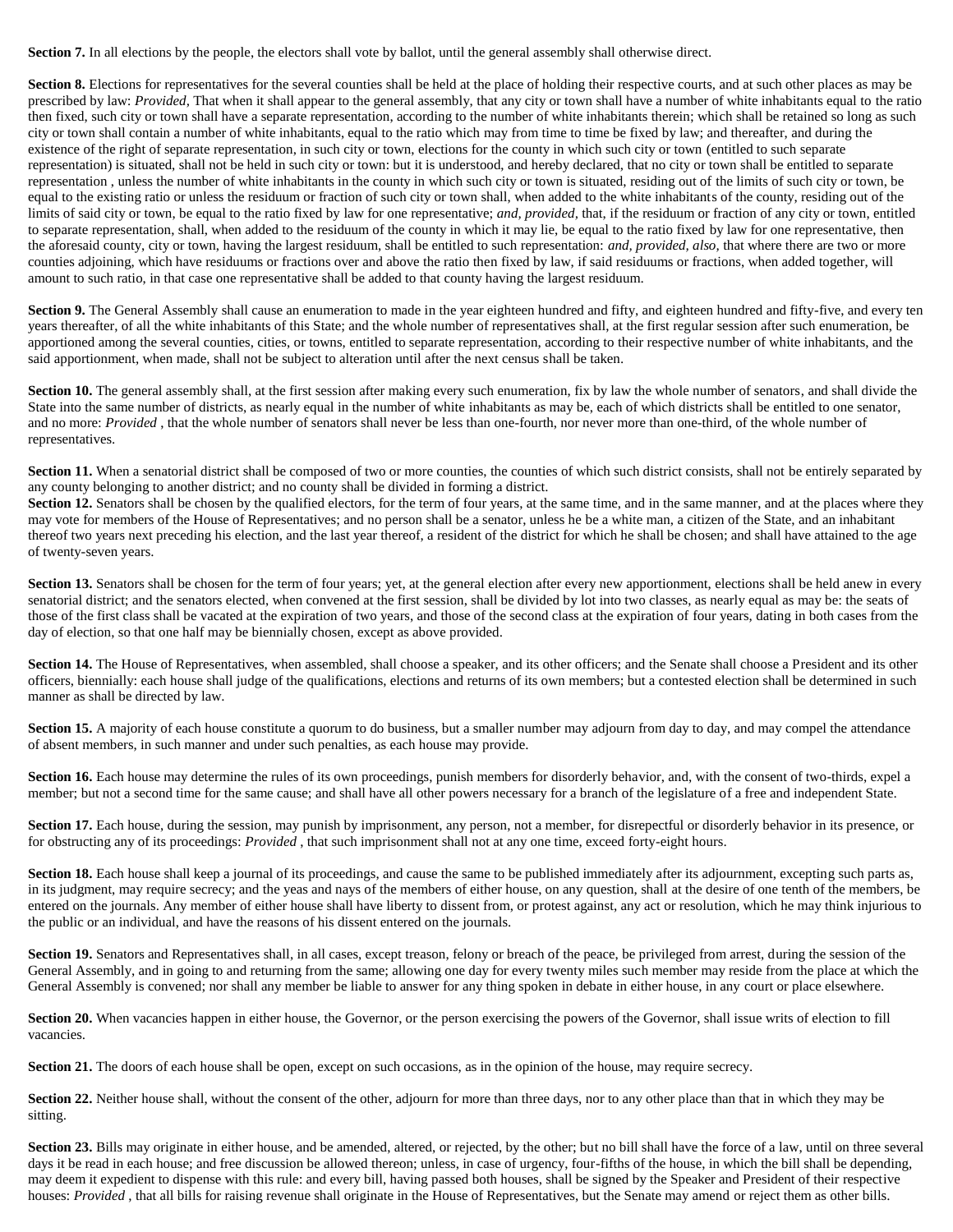**Section 7.** In all elections by the people, the electors shall vote by ballot, until the general assembly shall otherwise direct.

**Section 8.** Elections for representatives for the several counties shall be held at the place of holding their respective courts, and at such other places as may be prescribed by law: *Provided*, That when it shall appear to the general assembly, that any city or town shall have a number of white inhabitants equal to the ratio then fixed, such city or town shall have a separate representation, according to the number of white inhabitants therein; which shall be retained so long as such city or town shall contain a number of white inhabitants, equal to the ratio which may from time to time be fixed by law; and thereafter, and during the existence of the right of separate representation, in such city or town, elections for the county in which such city or town (entitled to such separate representation) is situated, shall not be held in such city or town: but it is understood, and hereby declared, that no city or town shall be entitled to separate representation , unless the number of white inhabitants in the county in which such city or town is situated, residing out of the limits of such city or town, be equal to the existing ratio or unless the residuum or fraction of such city or town shall, when added to the white inhabitants of the county, residing out of the limits of said city or town, be equal to the ratio fixed by law for one representative; *and, provided*, that, if the residuum or fraction of any city or town, entitled to separate representation, shall, when added to the residuum of the county in which it may lie, be equal to the ratio fixed by law for one representative, then the aforesaid county, city or town, having the largest residuum, shall be entitled to such representation: *and, provided, also,* that where there are two or more counties adjoining, which have residuums or fractions over and above the ratio then fixed by law, if said residuums or fractions, when added together, will amount to such ratio, in that case one representative shall be added to that county having the largest residuum.

**Section 9.** The General Assembly shall cause an enumeration to made in the year eighteen hundred and fifty, and eighteen hundred and fifty-five, and every ten years thereafter, of all the white inhabitants of this State; and the whole number of representatives shall, at the first regular session after such enumeration, be apportioned among the several counties, cities, or towns, entitled to separate representation, according to their respective number of white inhabitants, and the said apportionment, when made, shall not be subject to alteration until after the next census shall be taken.

**Section 10.** The general assembly shall, at the first session after making every such enumeration, fix by law the whole number of senators, and shall divide the State into the same number of districts, as nearly equal in the number of white inhabitants as may be, each of which districts shall be entitled to one senator, and no more: *Provided* , that the whole number of senators shall never be less than one-fourth, nor never more than one-third, of the whole number of representatives.

**Section 11.** When a senatorial district shall be composed of two or more counties, the counties of which such district consists, shall not be entirely separated by any county belonging to another district; and no county shall be divided in forming a district.

**Section 12.** Senators shall be chosen by the qualified electors, for the term of four years, at the same time, and in the same manner, and at the places where they may vote for members of the House of Representatives; and no person shall be a senator, unless he be a white man, a citizen of the State, and an inhabitant thereof two years next preceding his election, and the last year thereof, a resident of the district for which he shall be chosen; and shall have attained to the age of twenty-seven years.

**Section 13.** Senators shall be chosen for the term of four years; yet, at the general election after every new apportionment, elections shall be held anew in every senatorial district; and the senators elected, when convened at the first session, shall be divided by lot into two classes, as nearly equal as may be: the seats of those of the first class shall be vacated at the expiration of two years, and those of the second class at the expiration of four years, dating in both cases from the day of election, so that one half may be biennially chosen, except as above provided.

**Section 14.** The House of Representatives, when assembled, shall choose a speaker, and its other officers; and the Senate shall choose a President and its other officers, biennially: each house shall judge of the qualifications, elections and returns of its own members; but a contested election shall be determined in such manner as shall be directed by law.

**Section 15.** A majority of each house constitute a quorum to do business, but a smaller number may adjourn from day to day, and may compel the attendance of absent members, in such manner and under such penalties, as each house may provide.

**Section 16.** Each house may determine the rules of its own proceedings, punish members for disorderly behavior, and, with the consent of two-thirds, expel a member; but not a second time for the same cause; and shall have all other powers necessary for a branch of the legislature of a free and independent State.

**Section 17.** Each house, during the session, may punish by imprisonment, any person, not a member, for disrepectful or disorderly behavior in its presence, or for obstructing any of its proceedings: *Provided* , that such imprisonment shall not at any one time, exceed forty-eight hours.

**Section 18.** Each house shall keep a journal of its proceedings, and cause the same to be published immediately after its adjournment, excepting such parts as, in its judgment, may require secrecy; and the yeas and nays of the members of either house, on any question, shall at the desire of one tenth of the members, be entered on the journals. Any member of either house shall have liberty to dissent from, or protest against, any act or resolution, which he may think injurious to the public or an individual, and have the reasons of his dissent entered on the journals.

**Section 19.** Senators and Representatives shall, in all cases, except treason, felony or breach of the peace, be privileged from arrest, during the session of the General Assembly, and in going to and returning from the same; allowing one day for every twenty miles such member may reside from the place at which the General Assembly is convened; nor shall any member be liable to answer for any thing spoken in debate in either house, in any court or place elsewhere.

**Section 20.** When vacancies happen in either house, the Governor, or the person exercising the powers of the Governor, shall issue writs of election to fill vacancies.

**Section 21.** The doors of each house shall be open, except on such occasions, as in the opinion of the house, may require secrecy.

**Section 22.** Neither house shall, without the consent of the other, adjourn for more than three days, nor to any other place than that in which they may be sitting.

**Section 23.** Bills may originate in either house, and be amended, altered, or rejected, by the other; but no bill shall have the force of a law, until on three several days it be read in each house; and free discussion be allowed thereon; unless, in case of urgency, four-fifths of the house, in which the bill shall be depending, may deem it expedient to dispense with this rule: and every bill, having passed both houses, shall be signed by the Speaker and President of their respective houses: *Provided* , that all bills for raising revenue shall originate in the House of Representatives, but the Senate may amend or reject them as other bills.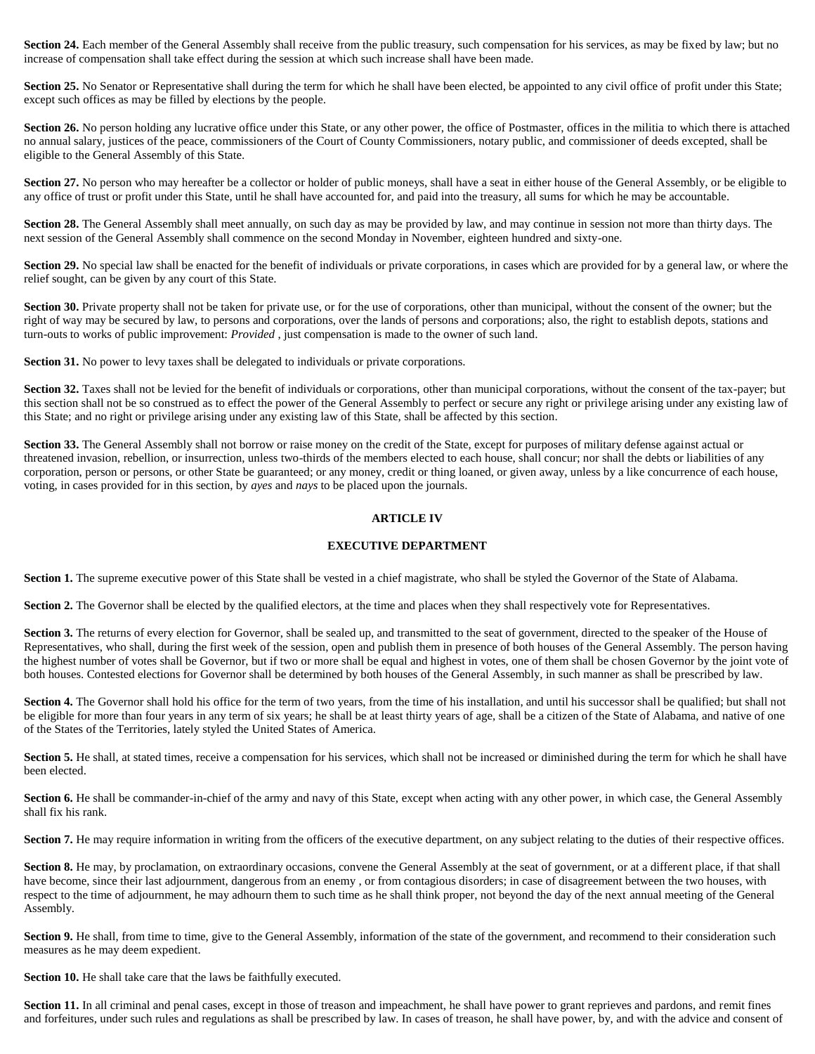**Section 24.** Each member of the General Assembly shall receive from the public treasury, such compensation for his services, as may be fixed by law; but no increase of compensation shall take effect during the session at which such increase shall have been made.

**Section 25.** No Senator or Representative shall during the term for which he shall have been elected, be appointed to any civil office of profit under this State; except such offices as may be filled by elections by the people.

**Section 26.** No person holding any lucrative office under this State, or any other power, the office of Postmaster, offices in the militia to which there is attached no annual salary, justices of the peace, commissioners of the Court of County Commissioners, notary public, and commissioner of deeds excepted, shall be eligible to the General Assembly of this State.

**Section 27.** No person who may hereafter be a collector or holder of public moneys, shall have a seat in either house of the General Assembly, or be eligible to any office of trust or profit under this State, until he shall have accounted for, and paid into the treasury, all sums for which he may be accountable.

**Section 28.** The General Assembly shall meet annually, on such day as may be provided by law, and may continue in session not more than thirty days. The next session of the General Assembly shall commence on the second Monday in November, eighteen hundred and sixty-one.

**Section 29.** No special law shall be enacted for the benefit of individuals or private corporations, in cases which are provided for by a general law, or where the relief sought, can be given by any court of this State.

**Section 30.** Private property shall not be taken for private use, or for the use of corporations, other than municipal, without the consent of the owner; but the right of way may be secured by law, to persons and corporations, over the lands of persons and corporations; also, the right to establish depots, stations and turn-outs to works of public improvement: *Provided* , just compensation is made to the owner of such land.

**Section 31.** No power to levy taxes shall be delegated to individuals or private corporations.

**Section 32.** Taxes shall not be levied for the benefit of individuals or corporations, other than municipal corporations, without the consent of the tax-payer; but this section shall not be so construed as to effect the power of the General Assembly to perfect or secure any right or privilege arising under any existing law of this State; and no right or privilege arising under any existing law of this State, shall be affected by this section.

**Section 33.** The General Assembly shall not borrow or raise money on the credit of the State, except for purposes of military defense against actual or threatened invasion, rebellion, or insurrection, unless two-thirds of the members elected to each house, shall concur; nor shall the debts or liabilities of any corporation, person or persons, or other State be guaranteed; or any money, credit or thing loaned, or given away, unless by a like concurrence of each house, voting, in cases provided for in this section, by *ayes* and *nays* to be placed upon the journals.

## ARTICLE IV

## EXECUTIVE DEPARTMENT

**Section 1.** The supreme executive power of this State shall be vested in a chief magistrate, who shall be styled the Governor of the State of Alabama.

**Section 2.** The Governor shall be elected by the qualified electors, at the time and places when they shall respectively vote for Representatives.

**Section 3.** The returns of every election for Governor, shall be sealed up, and transmitted to the seat of government, directed to the speaker of the House of Representatives, who shall, during the first week of the session, open and publish them in presence of both houses of the General Assembly. The person having the highest number of votes shall be Governor, but if two or more shall be equal and highest in votes, one of them shall be chosen Governor by the joint vote of both houses. Contested elections for Governor shall be determined by both houses of the General Assembly, in such manner as shall be prescribed by law.

**Section 4.** The Governor shall hold his office for the term of two years, from the time of his installation, and until his successor shall be qualified; but shall not be eligible for more than four years in any term of six years; he shall be at least thirty years of age, shall be a citizen of the State of Alabama, and native of one of the States of the Territories, lately styled the United States of America.

**Section 5.** He shall, at stated times, receive a compensation for his services, which shall not be increased or diminished during the term for which he shall have been elected.

**Section 6.** He shall be commander-in-chief of the army and navy of this State, except when acting with any other power, in which case, the General Assembly shall fix his rank.

**Section 7.** He may require information in writing from the officers of the executive department, on any subject relating to the duties of their respective offices.

**Section 8.** He may, by proclamation, on extraordinary occasions, convene the General Assembly at the seat of government, or at a different place, if that shall have become, since their last adjournment, dangerous from an enemy , or from contagious disorders; in case of disagreement between the two houses, with respect to the time of adjournment, he may adhourn them to such time as he shall think proper, not beyond the day of the next annual meeting of the General Assembly.

**Section 9.** He shall, from time to time, give to the General Assembly, information of the state of the government, and recommend to their consideration such measures as he may deem expedient.

**Section 10.** He shall take care that the laws be faithfully executed.

**Section 11.** In all criminal and penal cases, except in those of treason and impeachment, he shall have power to grant reprieves and pardons, and remit fines and forfeitures, under such rules and regulations as shall be prescribed by law. In cases of treason, he shall have power, by, and with the advice and consent of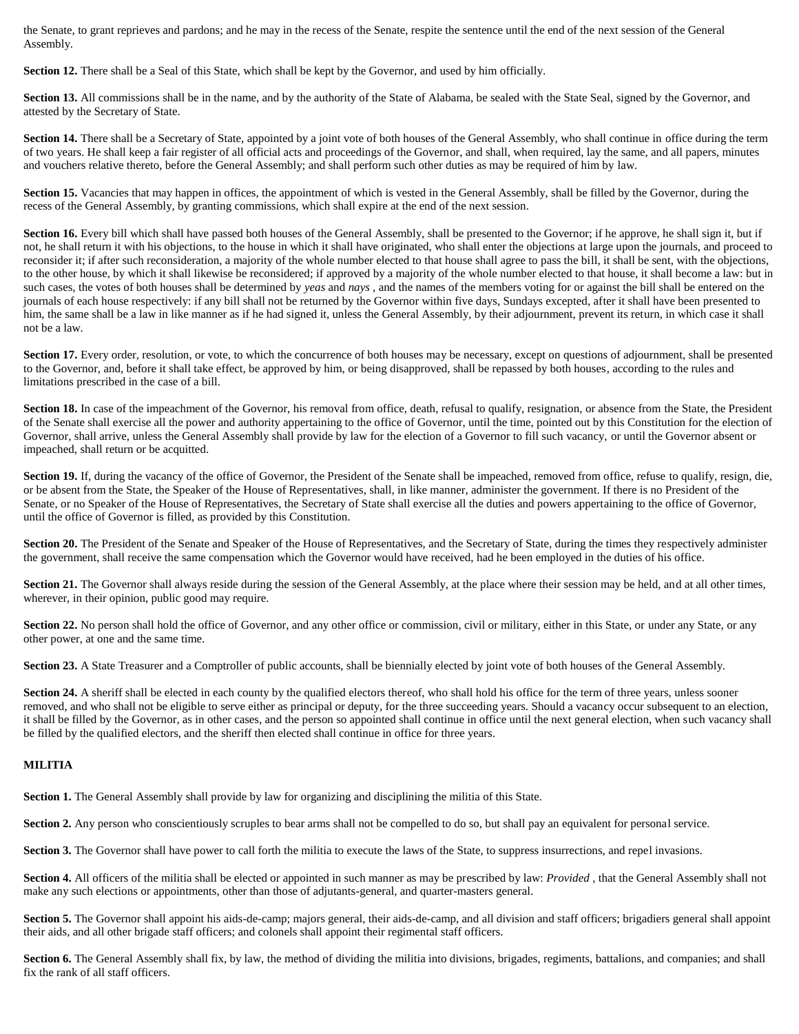the Senate, to grant reprieves and pardons; and he may in the recess of the Senate, respite the sentence until the end of the next session of the General Assembly.

**Section 12.** There shall be a Seal of this State, which shall be kept by the Governor, and used by him officially.

**Section 13.** All commissions shall be in the name, and by the authority of the State of Alabama, be sealed with the State Seal, signed by the Governor, and attested by the Secretary of State.

**Section 14.** There shall be a Secretary of State, appointed by a joint vote of both houses of the General Assembly, who shall continue in office during the term of two years. He shall keep a fair register of all official acts and proceedings of the Governor, and shall, when required, lay the same, and all papers, minutes and vouchers relative thereto, before the General Assembly; and shall perform such other duties as may be required of him by law.

**Section 15.** Vacancies that may happen in offices, the appointment of which is vested in the General Assembly, shall be filled by the Governor, during the recess of the General Assembly, by granting commissions, which shall expire at the end of the next session.

**Section 16.** Every bill which shall have passed both houses of the General Assembly, shall be presented to the Governor; if he approve, he shall sign it, but if not, he shall return it with his objections, to the house in which it shall have originated, who shall enter the objections at large upon the journals, and proceed to reconsider it; if after such reconsideration, a majority of the whole number elected to that house shall agree to pass the bill, it shall be sent, with the objections, to the other house, by which it shall likewise be reconsidered; if approved by a majority of the whole number elected to that house, it shall become a law: but in such cases, the votes of both houses shall be determined by *yeas* and *nays* , and the names of the members voting for or against the bill shall be entered on the journals of each house respectively: if any bill shall not be returned by the Governor within five days, Sundays excepted, after it shall have been presented to him, the same shall be a law in like manner as if he had signed it, unless the General Assembly, by their adjournment, prevent its return, in which case it shall not be a law.

**Section 17.** Every order, resolution, or vote, to which the concurrence of both houses may be necessary, except on questions of adjournment, shall be presented to the Governor, and, before it shall take effect, be approved by him, or being disapproved, shall be repassed by both houses, according to the rules and limitations prescribed in the case of a bill.

**Section 18.** In case of the impeachment of the Governor, his removal from office, death, refusal to qualify, resignation, or absence from the State, the President of the Senate shall exercise all the power and authority appertaining to the office of Governor, until the time, pointed out by this Constitution for the election of Governor, shall arrive, unless the General Assembly shall provide by law for the election of a Governor to fill such vacancy, or until the Governor absent or impeached, shall return or be acquitted.

**Section 19.** If, during the vacancy of the office of Governor, the President of the Senate shall be impeached, removed from office, refuse to qualify, resign, die, or be absent from the State, the Speaker of the House of Representatives, shall, in like manner, administer the government. If there is no President of the Senate, or no Speaker of the House of Representatives, the Secretary of State shall exercise all the duties and powers appertaining to the office of Governor, until the office of Governor is filled, as provided by this Constitution.

**Section 20.** The President of the Senate and Speaker of the House of Representatives, and the Secretary of State, during the times they respectively administer the government, shall receive the same compensation which the Governor would have received, had he been employed in the duties of his office.

**Section 21.** The Governor shall always reside during the session of the General Assembly, at the place where their session may be held, and at all other times, wherever, in their opinion, public good may require.

**Section 22.** No person shall hold the office of Governor, and any other office or commission, civil or military, either in this State, or under any State, or any other power, at one and the same time.

**Section 23.** A State Treasurer and a Comptroller of public accounts, shall be biennially elected by joint vote of both houses of the General Assembly.

**Section 24.** A sheriff shall be elected in each county by the qualified electors thereof, who shall hold his office for the term of three years, unless sooner removed, and who shall not be eligible to serve either as principal or deputy, for the three succeeding years. Should a vacancy occur subsequent to an election, it shall be filled by the Governor, as in other cases, and the person so appointed shall continue in office until the next general election, when such vacancy shall be filled by the qualified electors, and the sheriff then elected shall continue in office for three years.

**MILITIA**

**Section 1.** The General Assembly shall provide by law for organizing and disciplining the militia of this State.

**Section 2.** Any person who conscientiously scruples to bear arms shall not be compelled to do so, but shall pay an equivalent for personal service.

**Section 3.** The Governor shall have power to call forth the militia to execute the laws of the State, to suppress insurrections, and repel invasions.

**Section 4.** All officers of the militia shall be elected or appointed in such manner as may be prescribed by law: *Provided* , that the General Assembly shall not make any such elections or appointments, other than those of adjutants-general, and quarter-masters general.

**Section 5.** The Governor shall appoint his aids-de-camp; majors general, their aids-de-camp, and all division and staff officers; brigadiers general shall appoint their aids, and all other brigade staff officers; and colonels shall appoint their regimental staff officers.

**Section 6.** The General Assembly shall fix, by law, the method of dividing the militia into divisions, brigades, regiments, battalions, and companies; and shall fix the rank of all staff officers.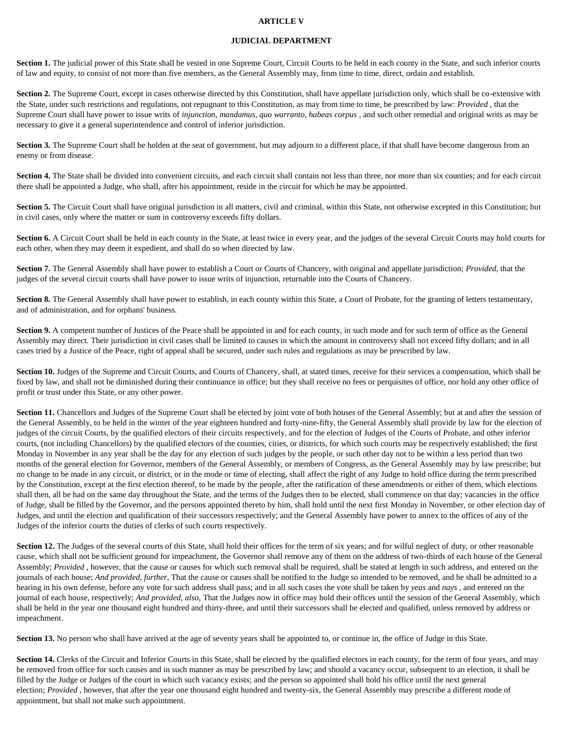## ARTICLE V

## JUDICIAL DEPARTMENT

**Section 1.** The judicial power of this State shall be vested in one Supreme Court, Circuit Courts to be held in each county in the State, and such inferior courts of law and equity, to consist of not more than five members, as the General Assembly may, from time to time, direct, ordain and establish.

**Section 2.** The Supreme Court, except in cases otherwise directed by this Constitution, shall have appellate jurisdiction only, which shall be co-extensive with the State, under such restrictions and regulations, not repugnant to this Constitution, as may from time to time, be prescribed by law: *Provided* , that the Supreme Court shall have power to issue writs of *injunction, mandamus, quo warranto, habeas corpus* , and such other remedial and original writs as may be necessary to give it a general superintendence and control of inferior jurisdiction.

**Section 3.** The Supreme Court shall be holden at the seat of government, but may adjourn to a different place, if that shall have become dangerous from an enemy or from disease.

**Section 4.** The State shall be divided into convenient circuits, and each circuit shall contain not less than three, nor more than six counties; and for each circuit there shall be appointed a Judge, who shall, after his appointment, reside in the circuit for which he may be appointed.

**Section 5.** The Circuit Court shall have original jurisdiction in all matters, civil and criminal, within this State, not otherwise excepted in this Constitution; but in civil cases, only where the matter or sum in controversy exceeds fifty dollars.

**Section 6.** A Circuit Court shall be held in each county in the State, at least twice in every year, and the judges of the several Circuit Courts may hold courts for each other, when they may deem it expedient, and shall do so when directed by law.

**Section 7.** The General Assembly shall have power to establish a Court or Courts of Chancery, with original and appellate jurisdiction; *Provided,* that the judges of the several circuit courts shall have power to issue writs of injunction, returnable into the Courts of Chancery.

**Section 8.** The General Assembly shall have power to establish, in each county within this State, a Court of Probate, for the granting of letters testamentary, and of administration, and for orphans' business.

**Section 9.** A competent number of Justices of the Peace shall be appointed in and for each county, in such mode and for such term of office as the General Assembly may direct. Their jurisdiction in civil cases shall be limited to causes in which the amount in controversy shall not exceed fifty dollars; and in all cases tried by a Justice of the Peace, right of appeal shall be secured, under such rules and regulations as may be prescribed by law.

**Section 10.** Judges of the Supreme and Circuit Courts, and Courts of Chancery, shall, at stated times, receive for their services a compensation, which shall be fixed by law, and shall not be diminished during their continuance in office; but they shall receive no fees or perquisites of office, nor hold any other office of profit or trust under this State, or any other power.

**Section 11.** Chancellors and Judges of the Supreme Court shall be elected by joint vote of both houses of the General Assembly; but at and after the session of the General Assembly, to be held in the winter of the year eighteen hundred and forty-nine-fifty, the General Assembly shall provide by law for the election of judges of the circuit Courts, by the qualified electors of their circuits respectively, and for the election of Judges of the Courts of Probate, and other inferior courts, (not including Chancellors) by the qualified electors of the counties, cities, or districts, for which such courts may be respectively established; the first Monday in November in any year shall be the day for any election of such judges by the people, or such other day not to be within a less period than two months of the general election for Governor, members of the General Assembly, or members of Congress, as the General Assembly may by law prescribe; but no change to be made in any circuit, or district, or in the mode or time of electing, shall affect the right of any Judge to hold office during the term prescribed by the Constitution, except at the first election thereof, to be made by the people, after the ratification of these amendments or either of them, which elections shall then, all be had on the same day throughout the State, and the terms of the Judges then to be elected, shall commence on that day; vacancies in the office of Judge, shall be filled by the Governor, and the persons appointed thereto by him, shall hold until the next first Monday in November, or other election day of Judges, and until the election and qualification of their successors respectively; and the General Assembly have power to annex to the offices of any of the Judges of the inferior courts the duties of clerks of such courts respectively.

**Section 12.** The Judges of the several courts of this State, shall hold their offices for the term of six years; and for wilful neglect of duty, or other reasonable cause, which shall not be sufficient ground for impeachment, the Governor shall remove any of them on the address of two-thirds of each house of the General Assembly; *Provided* , however, that the cause or causes for which such removal shall be required, shall be stated at length in such address, and entered on the journals of each house; *And provided, further,* That the cause or causes shall be notified to the Judge so intended to be removed, and he shall be admitted to a hearing in his own defense, before any vote for such address shall pass; and in all such cases the vote shall be taken by *yeas* and *nays* , and entered on the journal of each house, respectively; *And provided, also,* That the Judges now in office may hold their offices until the session of the General Assembly, which shall be held in the year one thousand eight hundred and thirty-three, and until their successors shall be elected and qualified, unless removed by address or impeachment.

**Section 13.** No person who shall have arrived at the age of seventy years shall be appointed to, or continue in, the office of Judge in this State.

**Section 14.** Clerks of the Circuit and Inferior Courts in this State, shall be elected by the qualified electors in each county, for the term of four years, and may be removed from office for such causes and in such manner as may be prescribed by law; and should a vacancy occur, subsequent to an election, it shall be filled by the Judge or Judges of the court in which such vacancy exists; and the person so appointed shall hold his office until the next general election; *Provided* , however, that after the year one thousand eight hundred and twenty-six, the General Assembly may prescribe a different mode of appointment, but shall not make such appointment.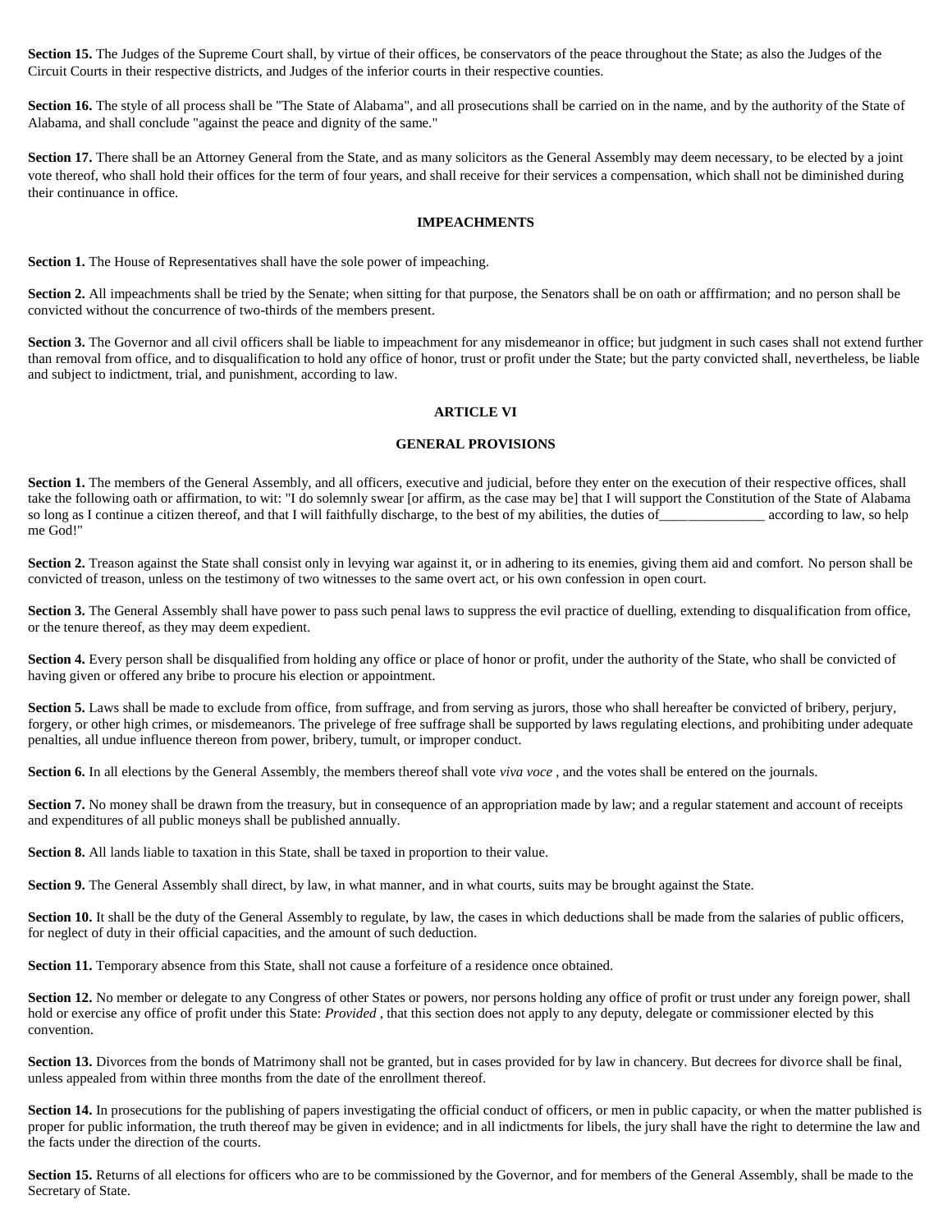**Section 15.** The Judges of the Supreme Court shall, by virtue of their offices, be conservators of the peace throughout the State; as also the Judges of the Circuit Courts in their respective districts, and Judges of the inferior courts in their respective counties.

**Section 16.** The style of all process shall be "The State of Alabama", and all prosecutions shall be carried on in the name, and by the authority of the State of Alabama, and shall conclude "against the peace and dignity of the same."

**Section 17.** There shall be an Attorney General from the State, and as many solicitors as the General Assembly may deem necessary, to be elected by a joint vote thereof, who shall hold their offices for the term of four years, and shall receive for their services a compensation, which shall not be diminished during their continuance in office.

### IMPEACHMENTS

**Section 1.** The House of Representatives shall have the sole power of impeaching.

**Section 2.** All impeachments shall be tried by the Senate; when sitting for that purpose, the Senators shall be on oath or afffirmation; and no person shall be convicted without the concurrence of two-thirds of the members present.

**Section 3.** The Governor and all civil officers shall be liable to impeachment for any misdemeanor in office; but judgment in such cases shall not extend further than removal from office, and to disqualification to hold any office of honor, trust or profit under the State; but the party convicted shall, nevertheless, be liable and subject to indictment, trial, and punishment, according to law.

## ARTICLE VI

### GENERAL PROVISIONS

**Section 1.** The members of the General Assembly, and all officers, executive and judicial, before they enter on the execution of their respective offices, shall take the following oath or affirmation, to wit: "I do solemnly swear [or affirm, as the case may be] that I will support the Constitution of the State of Alabama so long as I continue a citizen thereof, and that I will faithfully discharge, to the best of my abilities, the duties of_______________ according to law, so help me God!"

**Section 2.** Treason against the State shall consist only in levying war against it, or in adhering to its enemies, giving them aid and comfort. No person shall be convicted of treason, unless on the testimony of two witnesses to the same overt act, or his own confession in open court.

**Section 3.** The General Assembly shall have power to pass such penal laws to suppress the evil practice of duelling, extending to disqualification from office, or the tenure thereof, as they may deem expedient.

**Section 4.** Every person shall be disqualified from holding any office or place of honor or profit, under the authority of the State, who shall be convicted of having given or offered any bribe to procure his election or appointment.

**Section 5.** Laws shall be made to exclude from office, from suffrage, and from serving as jurors, those who shall hereafter be convicted of bribery, perjury, forgery, or other high crimes, or misdemeanors. The privelege of free suffrage shall be supported by laws regulating elections, and prohibiting under adequate penalties, all undue influence thereon from power, bribery, tumult, or improper conduct.

**Section 6.** In all elections by the General Assembly, the members thereof shall vote *viva voce* , and the votes shall be entered on the journals.

**Section 7.** No money shall be drawn from the treasury, but in consequence of an appropriation made by law; and a regular statement and account of receipts and expenditures of all public moneys shall be published annually.

**Section 8.** All lands liable to taxation in this State, shall be taxed in proportion to their value.

**Section 9.** The General Assembly shall direct, by law, in what manner, and in what courts, suits may be brought against the State.

**Section 10.** It shall be the duty of the General Assembly to regulate, by law, the cases in which deductions shall be made from the salaries of public officers, for neglect of duty in their official capacities, and the amount of such deduction.

**Section 11.** Temporary absence from this State, shall not cause a forfeiture of a residence once obtained.

**Section 12.** No member or delegate to any Congress of other States or powers, nor persons holding any office of profit or trust under any foreign power, shall hold or exercise any office of profit under this State: *Provided* , that this section does not apply to any deputy, delegate or commissioner elected by this convention.

**Section 13.** Divorces from the bonds of Matrimony shall not be granted, but in cases provided for by law in chancery. But decrees for divorce shall be final, unless appealed from within three months from the date of the enrollment thereof.

**Section 14.** In prosecutions for the publishing of papers investigating the official conduct of officers, or men in public capacity, or when the matter published is proper for public information, the truth thereof may be given in evidence; and in all indictments for libels, the jury shall have the right to determine the law and the facts under the direction of the courts.

**Section 15.** Returns of all elections for officers who are to be commissioned by the Governor, and for members of the General Assembly, shall be made to the Secretary of State.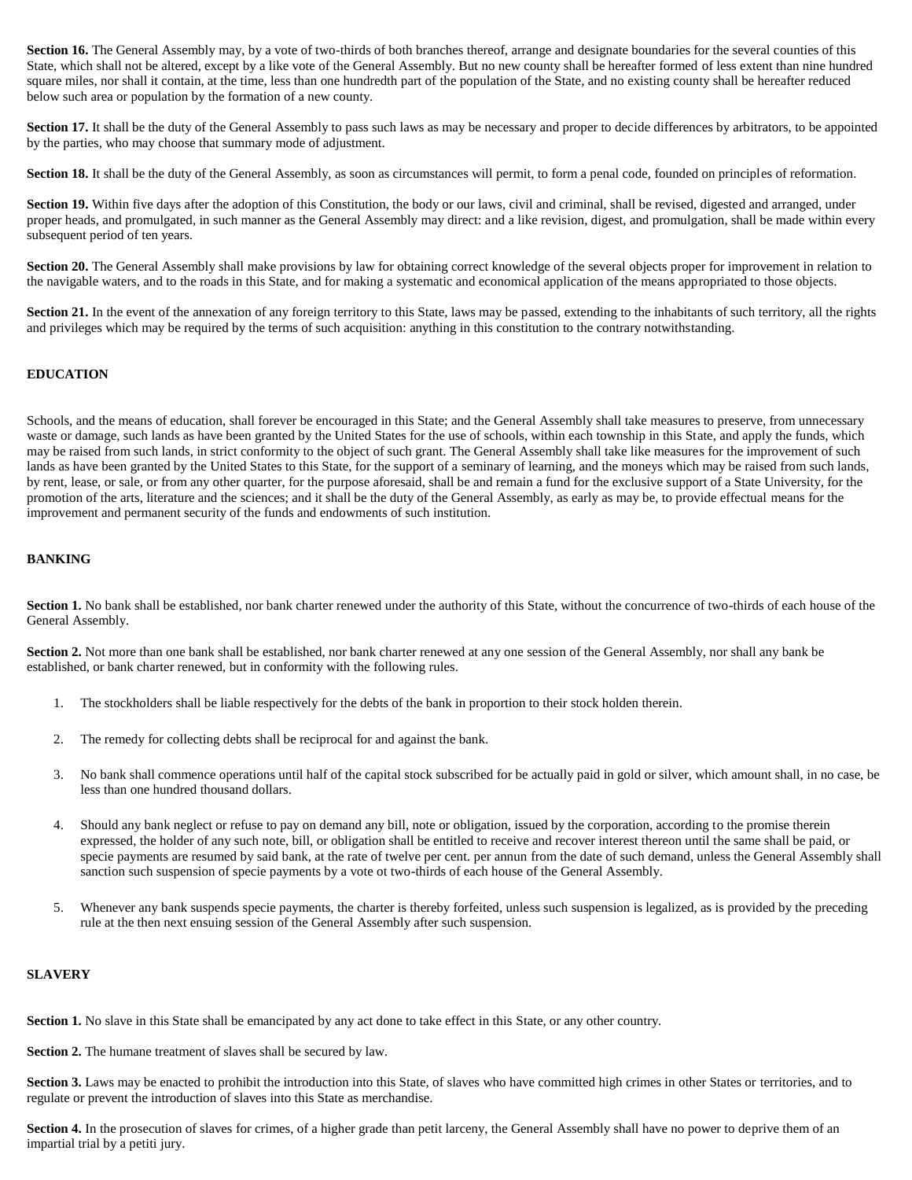**Section 16.** The General Assembly may, by a vote of two-thirds of both branches thereof, arrange and designate boundaries for the several counties of this State, which shall not be altered, except by a like vote of the General Assembly. But no new county shall be hereafter formed of less extent than nine hundred square miles, nor shall it contain, at the time, less than one hundredth part of the population of the State, and no existing county shall be hereafter reduced below such area or population by the formation of a new county.

**Section 17.** It shall be the duty of the General Assembly to pass such laws as may be necessary and proper to decide differences by arbitrators, to be appointed by the parties, who may choose that summary mode of adjustment.

**Section 18.** It shall be the duty of the General Assembly, as soon as circumstances will permit, to form a penal code, founded on principles of reformation.

**Section 19.** Within five days after the adoption of this Constitution, the body or our laws, civil and criminal, shall be revised, digested and arranged, under proper heads, and promulgated, in such manner as the General Assembly may direct: and a like revision, digest, and promulgation, shall be made within every subsequent period of ten years.

**Section 20.** The General Assembly shall make provisions by law for obtaining correct knowledge of the several objects proper for improvement in relation to the navigable waters, and to the roads in this State, and for making a systematic and economical application of the means appropriated to those objects.

**Section 21.** In the event of the annexation of any foreign territory to this State, laws may be passed, extending to the inhabitants of such territory, all the rights and privileges which may be required by the terms of such acquisition: anything in this constitution to the contrary notwithstanding.

## EDUCATION

Schools, and the means of education, shall forever be encouraged in this State; and the General Assembly shall take measures to preserve, from unnecessary waste or damage, such lands as have been granted by the United States for the use of schools, within each township in this State, and apply the funds, which may be raised from such lands, in strict conformity to the object of such grant. The General Assembly shall take like measures for the improvement of such lands as have been granted by the United States to this State, for the support of a seminary of learning, and the moneys which may be raised from such lands, by rent, lease, or sale, or from any other quarter, for the purpose aforesaid, shall be and remain a fund for the exclusive support of a State University, for the promotion of the arts, literature and the sciences; and it shall be the duty of the General Assembly, as early as may be, to provide effectual means for the improvement and permanent security of the funds and endowments of such institution.

## BANKING

**Section 1.** No bank shall be established, nor bank charter renewed under the authority of this State, without the concurrence of two-thirds of each house of the General Assembly.

**Section 2.** Not more than one bank shall be established, nor bank charter renewed at any one session of the General Assembly, nor shall any bank be established, or bank charter renewed, but in conformity with the following rules.

1. The stockholders shall be liable respectively for the debts of the bank in proportion to their stock holden therein.
2. The remedy for collecting debts shall be reciprocal for and against the bank.
3. No bank shall commence operations until half of the capital stock subscribed for be actually paid in gold or silver, which amount shall, in no case, be less than one hundred thousand dollars.
4. Should any bank neglect or refuse to pay on demand any bill, note or obligation, issued by the corporation, according to the promise therein expressed, the holder of any such note, bill, or obligation shall be entitled to receive and recover interest thereon until the same shall be paid, or specie payments are resumed by said bank, at the rate of twelve per cent. per annun from the date of such demand, unless the General Assembly shall sanction such suspension of specie payments by a vote ot two-thirds of each house of the General Assembly.
5. Whenever any bank suspends specie payments, the charter is thereby forfeited, unless such suspension is legalized, as is provided by the preceding rule at the then next ensuing session of the General Assembly after such suspension.

## SLAVERY

**Section 1.** No slave in this State shall be emancipated by any act done to take effect in this State, or any other country.

**Section 2.** The humane treatment of slaves shall be secured by law.

**Section 3.** Laws may be enacted to prohibit the introduction into this State, of slaves who have committed high crimes in other States or territories, and to regulate or prevent the introduction of slaves into this State as merchandise.

**Section 4.** In the prosecution of slaves for crimes, of a higher grade than petit larceny, the General Assembly shall have no power to deprive them of an impartial trial by a petiti jury.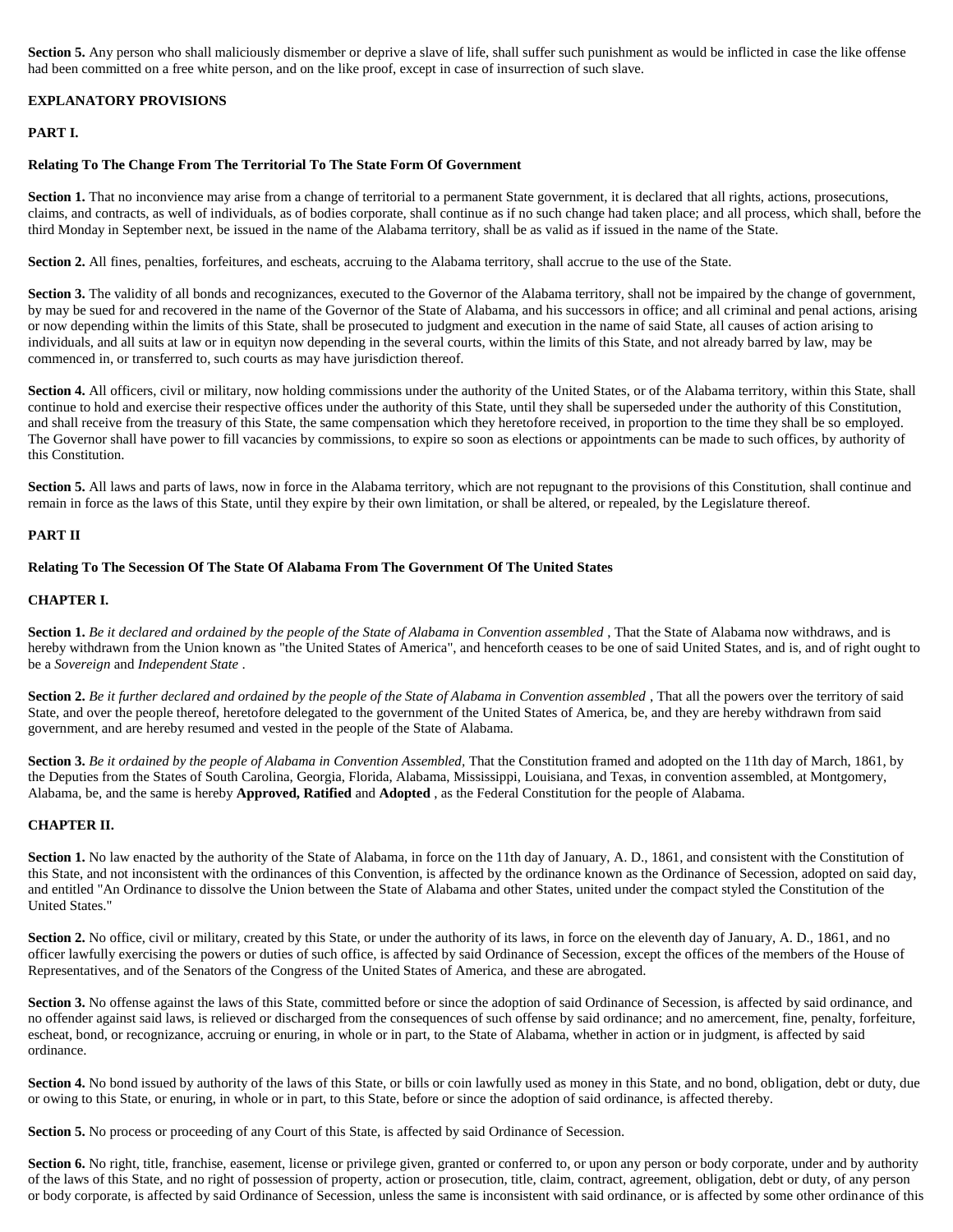**Section 5.** Any person who shall maliciously dismember or deprive a slave of life, shall suffer such punishment as would be inflicted in case the like offense had been committed on a free white person, and on the like proof, except in case of insurrection of such slave.

## EXPLANATORY PROVISIONS

## PART I.

### Relating To The Change From The Territorial To The State Form Of Government

**Section 1.** That no inconvience may arise from a change of territorial to a permanent State government, it is declared that all rights, actions, prosecutions, claims, and contracts, as well of individuals, as of bodies corporate, shall continue as if no such change had taken place; and all process, which shall, before the third Monday in September next, be issued in the name of the Alabama territory, shall be as valid as if issued in the name of the State.

**Section 2.** All fines, penalties, forfeitures, and escheats, accruing to the Alabama territory, shall accrue to the use of the State.

**Section 3.** The validity of all bonds and recognizances, executed to the Governor of the Alabama territory, shall not be impaired by the change of government, by may be sued for and recovered in the name of the Governor of the State of Alabama, and his successors in office; and all criminal and penal actions, arising or now depending within the limits of this State, shall be prosecuted to judgment and execution in the name of said State, all causes of action arising to individuals, and all suits at law or in equityn now depending in the several courts, within the limits of this State, and not already barred by law, may be commenced in, or transferred to, such courts as may have jurisdiction thereof.

**Section 4.** All officers, civil or military, now holding commissions under the authority of the United States, or of the Alabama territory, within this State, shall continue to hold and exercise their respective offices under the authority of this State, until they shall be superseded under the authority of this Constitution, and shall receive from the treasury of this State, the same compensation which they heretofore received, in proportion to the time they shall be so employed. The Governor shall have power to fill vacancies by commissions, to expire so soon as elections or appointments can be made to such offices, by authority of this Constitution.

**Section 5.** All laws and parts of laws, now in force in the Alabama territory, which are not repugnant to the provisions of this Constitution, shall continue and remain in force as the laws of this State, until they expire by their own limitation, or shall be altered, or repealed, by the Legislature thereof.

## PART II

### Relating To The Secession Of The State Of Alabama From The Government Of The United States

### CHAPTER I.

**Section 1.** *Be it declared and ordained by the people of the State of Alabama in Convention assembled* , That the State of Alabama now withdraws, and is hereby withdrawn from the Union known as "the United States of America", and henceforth ceases to be one of said United States, and is, and of right ought to be a *Sovereign* and *Independent State* .

**Section 2.** *Be it further declared and ordained by the people of the State of Alabama in Convention assembled* , That all the powers over the territory of said State, and over the people thereof, heretofore delegated to the government of the United States of America, be, and they are hereby withdrawn from said government, and are hereby resumed and vested in the people of the State of Alabama.

**Section 3.** *Be it ordained by the people of Alabama in Convention Assembled,* That the Constitution framed and adopted on the 11th day of March, 1861, by the Deputies from the States of South Carolina, Georgia, Florida, Alabama, Mississippi, Louisiana, and Texas, in convention assembled, at Montgomery, Alabama, be, and the same is hereby **Approved, Ratified** and **Adopted** , as the Federal Constitution for the people of Alabama.

### CHAPTER II.

**Section 1.** No law enacted by the authority of the State of Alabama, in force on the 11th day of January, A. D., 1861, and consistent with the Constitution of this State, and not inconsistent with the ordinances of this Convention, is affected by the ordinance known as the Ordinance of Secession, adopted on said day, and entitled "An Ordinance to dissolve the Union between the State of Alabama and other States, united under the compact styled the Constitution of the United States."

**Section 2.** No office, civil or military, created by this State, or under the authority of its laws, in force on the eleventh day of January, A. D., 1861, and no officer lawfully exercising the powers or duties of such office, is affected by said Ordinance of Secession, except the offices of the members of the House of Representatives, and of the Senators of the Congress of the United States of America, and these are abrogated.

**Section 3.** No offense against the laws of this State, committed before or since the adoption of said Ordinance of Secession, is affected by said ordinance, and no offender against said laws, is relieved or discharged from the consequences of such offense by said ordinance; and no amercement, fine, penalty, forfeiture, escheat, bond, or recognizance, accruing or enuring, in whole or in part, to the State of Alabama, whether in action or in judgment, is affected by said ordinance.

**Section 4.** No bond issued by authority of the laws of this State, or bills or coin lawfully used as money in this State, and no bond, obligation, debt or duty, due or owing to this State, or enuring, in whole or in part, to this State, before or since the adoption of said ordinance, is affected thereby.

**Section 5.** No process or proceeding of any Court of this State, is affected by said Ordinance of Secession.

**Section 6.** No right, title, franchise, easement, license or privilege given, granted or conferred to, or upon any person or body corporate, under and by authority of the laws of this State, and no right of possession of property, action or prosecution, title, claim, contract, agreement, obligation, debt or duty, of any person or body corporate, is affected by said Ordinance of Secession, unless the same is inconsistent with said ordinance, or is affected by some other ordinance of this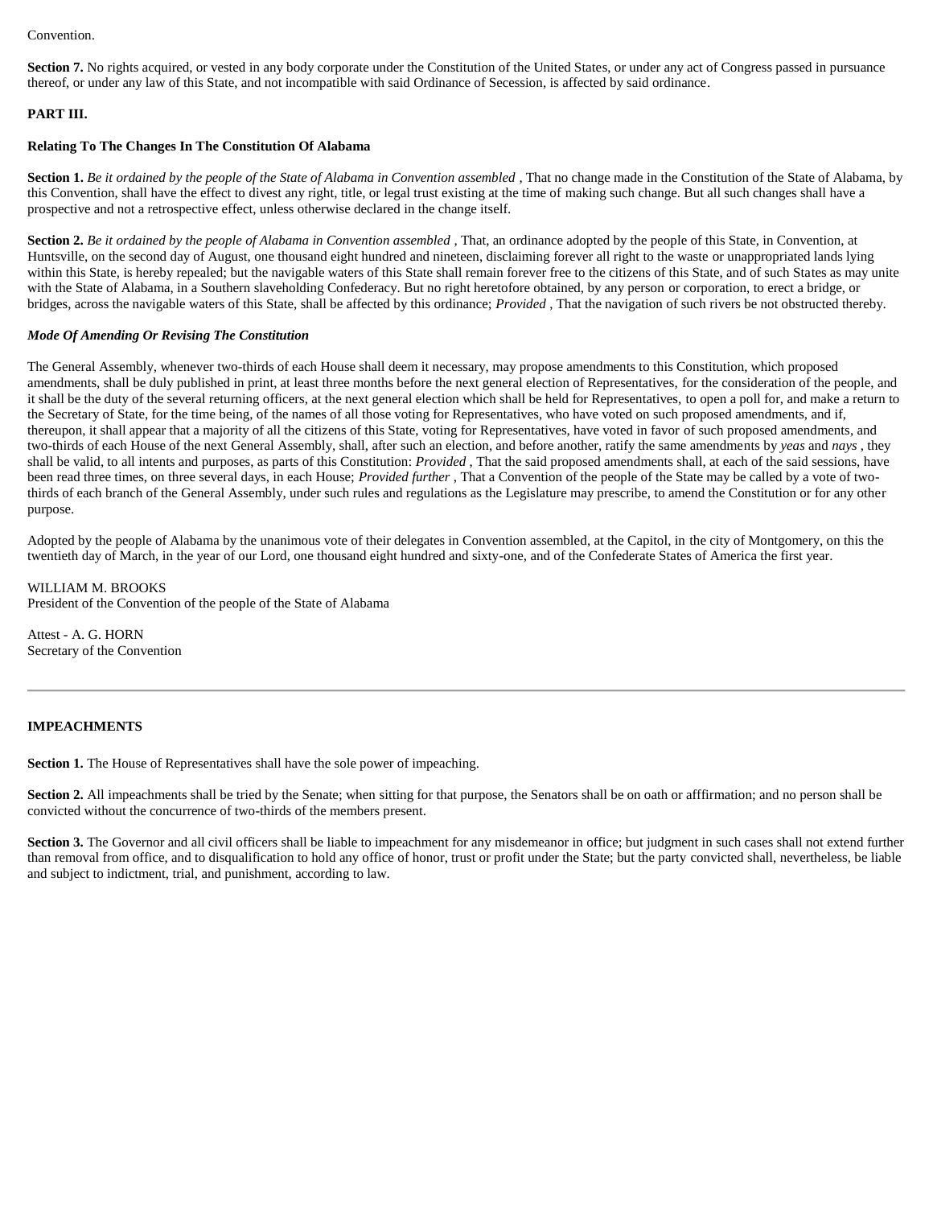Convention.

**Section 7.** No rights acquired, or vested in any body corporate under the Constitution of the United States, or under any act of Congress passed in pursuance thereof, or under any law of this State, and not incompatible with said Ordinance of Secession, is affected by said ordinance.

**PART III.**

**Relating To The Changes In The Constitution Of Alabama**

**Section 1.** *Be it ordained by the people of the State of Alabama in Convention assembled* , That no change made in the Constitution of the State of Alabama, by this Convention, shall have the effect to divest any right, title, or legal trust existing at the time of making such change. But all such changes shall have a prospective and not a retrospective effect, unless otherwise declared in the change itself.

**Section 2.** *Be it ordained by the people of Alabama in Convention assembled* , That, an ordinance adopted by the people of this State, in Convention, at Huntsville, on the second day of August, one thousand eight hundred and nineteen, disclaiming forever all right to the waste or unappropriated lands lying within this State, is hereby repealed; but the navigable waters of this State shall remain forever free to the citizens of this State, and of such States as may unite with the State of Alabama, in a Southern slaveholding Confederacy. But no right heretofore obtained, by any person or corporation, to erect a bridge, or bridges, across the navigable waters of this State, shall be affected by this ordinance; *Provided* , That the navigation of such rivers be not obstructed thereby.

***Mode Of Amending Or Revising The Constitution***

The General Assembly, whenever two-thirds of each House shall deem it necessary, may propose amendments to this Constitution, which proposed amendments, shall be duly published in print, at least three months before the next general election of Representatives, for the consideration of the people, and it shall be the duty of the several returning officers, at the next general election which shall be held for Representatives, to open a poll for, and make a return to the Secretary of State, for the time being, of the names of all those voting for Representatives, who have voted on such proposed amendments, and if, thereupon, it shall appear that a majority of all the citizens of this State, voting for Representatives, have voted in favor of such proposed amendments, and two-thirds of each House of the next General Assembly, shall, after such an election, and before another, ratify the same amendments by *yeas* and *nays* , they shall be valid, to all intents and purposes, as parts of this Constitution: *Provided* , That the said proposed amendments shall, at each of the said sessions, have been read three times, on three several days, in each House; *Provided further* , That a Convention of the people of the State may be called by a vote of two-thirds of each branch of the General Assembly, under such rules and regulations as the Legislature may prescribe, to amend the Constitution or for any other purpose.

Adopted by the people of Alabama by the unanimous vote of their delegates in Convention assembled, at the Capitol, in the city of Montgomery, on this the twentieth day of March, in the year of our Lord, one thousand eight hundred and sixty-one, and of the Confederate States of America the first year.

WILLIAM M. BROOKS  
President of the Convention of the people of the State of Alabama

Attest - A. G. HORN  
Secretary of the Convention

---

**IMPEACHMENTS**

**Section 1.** The House of Representatives shall have the sole power of impeaching.

**Section 2.** All impeachments shall be tried by the Senate; when sitting for that purpose, the Senators shall be on oath or afffirmation; and no person shall be convicted without the concurrence of two-thirds of the members present.

**Section 3.** The Governor and all civil officers shall be liable to impeachment for any misdemeanor in office; but judgment in such cases shall not extend further than removal from office, and to disqualification to hold any office of honor, trust or profit under the State; but the party convicted shall, nevertheless, be liable and subject to indictment, trial, and punishment, according to law.